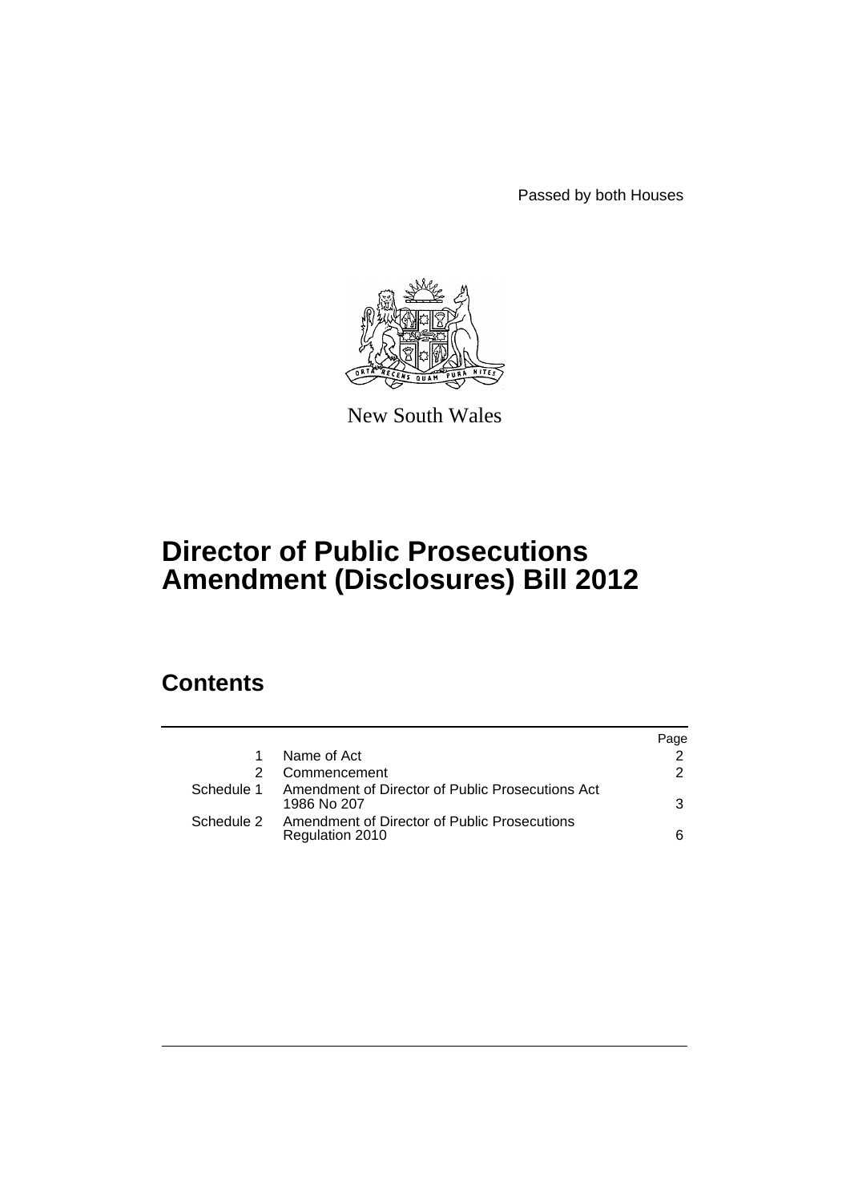Passed by both Houses

New South Wales

# Director of Public Prosecutions Amendment (Disclosures) Bill 2012

## Contents

| | | Page |
| --- | --- | --- |
| 1 | Name of Act | 2 |
| 2 | Commencement | 2 |
| Schedule 1 | Amendment of Director of Public Prosecutions Act 1986 No 207 | 3 |
| Schedule 2 | Amendment of Director of Public Prosecutions Regulation 2010 | 6 |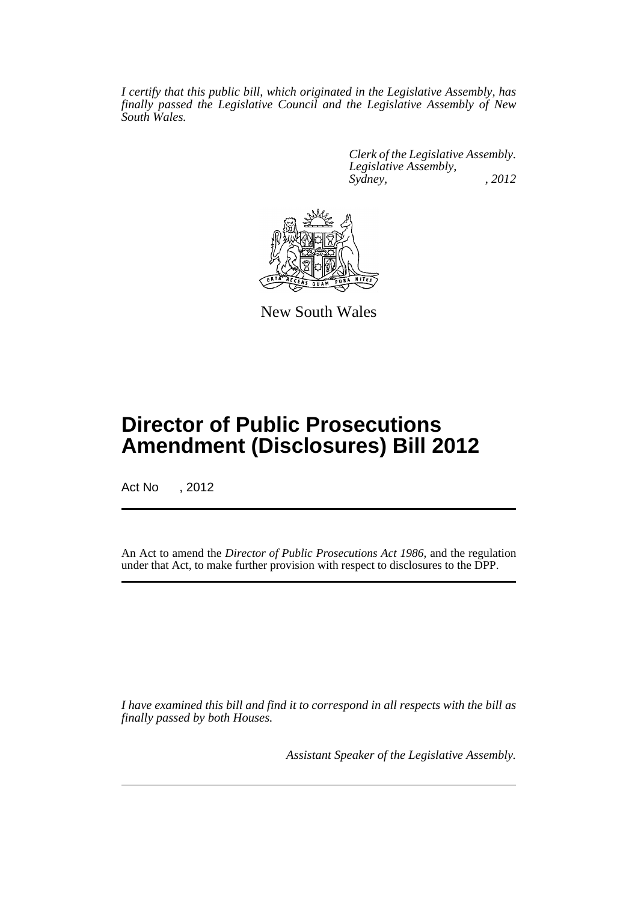*I certify that this public bill, which originated in the Legislative Assembly, has finally passed the Legislative Council and the Legislative Assembly of New South Wales.*

*Clerk of the Legislative Assembly.*
*Legislative Assembly,*
*Sydney, , 2012*

New South Wales

# Director of Public Prosecutions Amendment (Disclosures) Bill 2012

Act No , 2012

An Act to amend the *Director of Public Prosecutions Act 1986*, and the regulation under that Act, to make further provision with respect to disclosures to the DPP.

*I have examined this bill and find it to correspond in all respects with the bill as finally passed by both Houses.*

*Assistant Speaker of the Legislative Assembly.*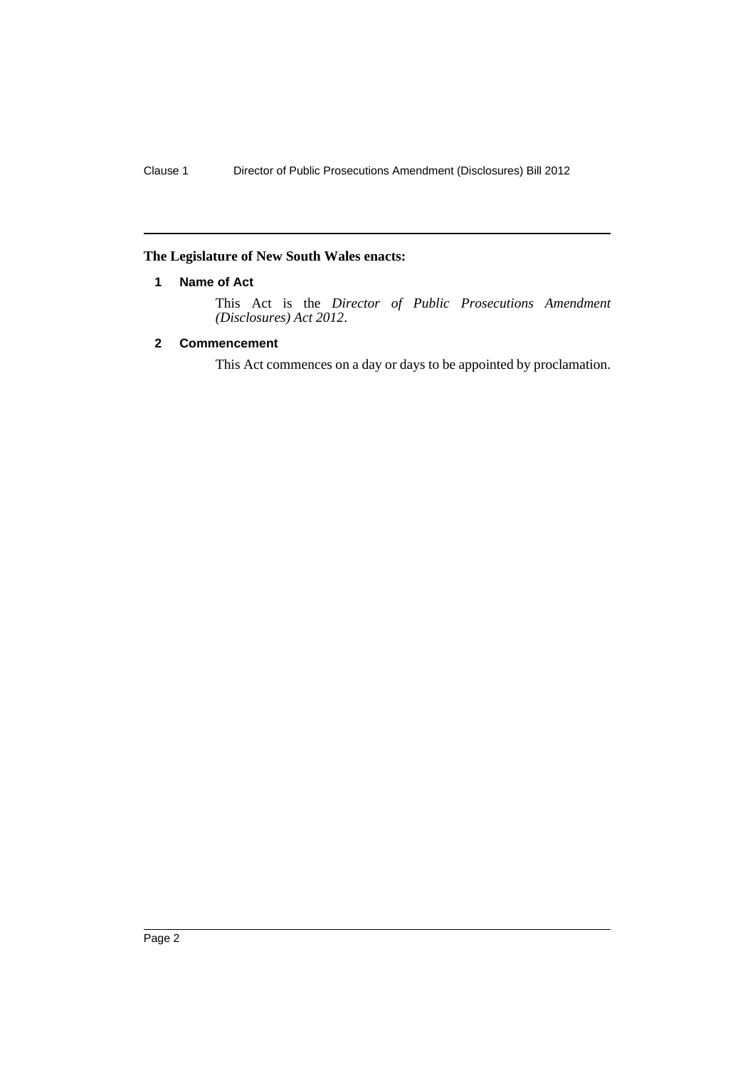**The Legislature of New South Wales enacts:**

## 1 Name of Act

This Act is the *Director of Public Prosecutions Amendment (Disclosures) Act 2012*.

## 2 Commencement

This Act commences on a day or days to be appointed by proclamation.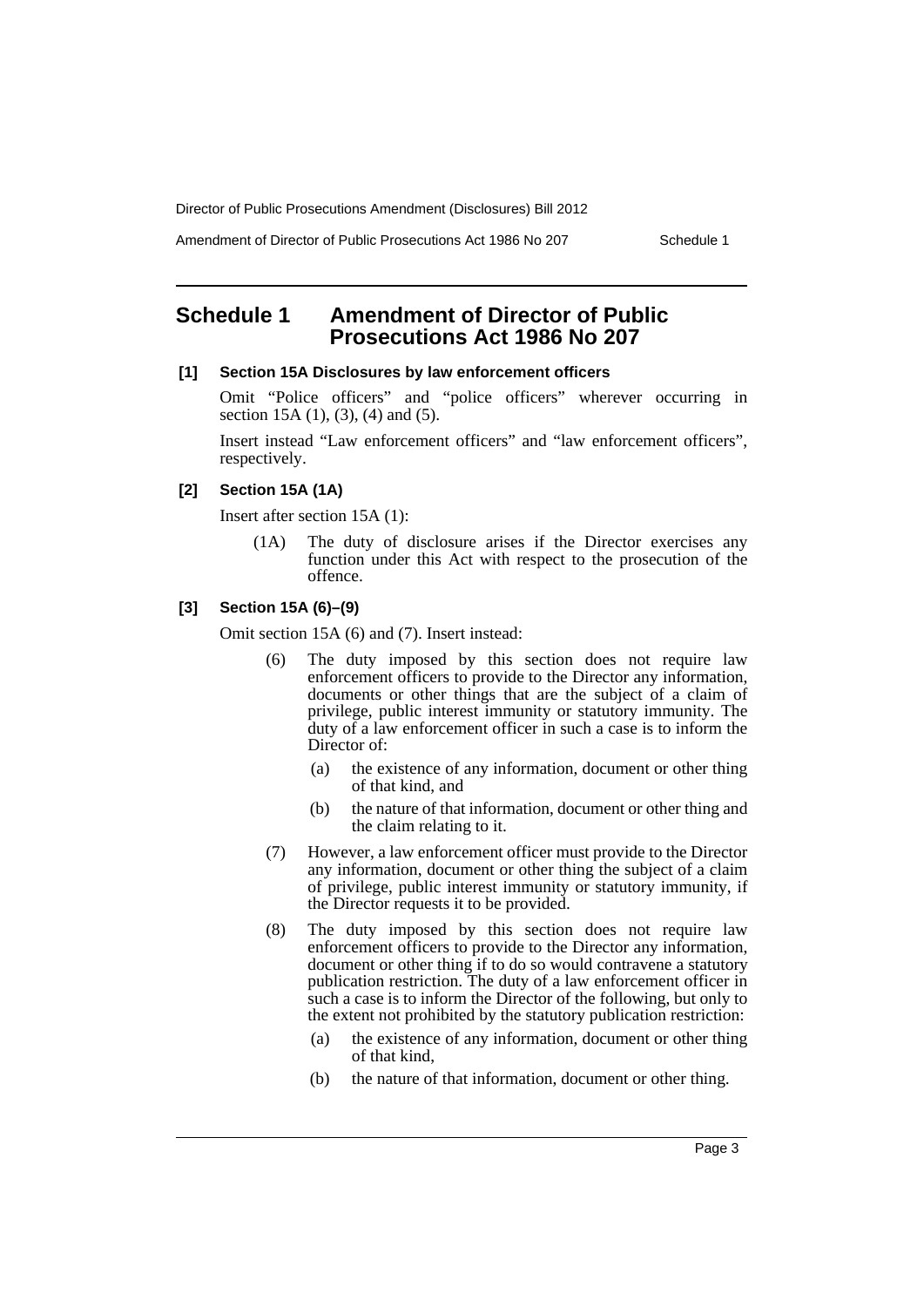# Schedule 1 Amendment of Director of Public Prosecutions Act 1986 No 207

**[1] Section 15A Disclosures by law enforcement officers**

Omit "Police officers" and "police officers" wherever occurring in section 15A (1), (3), (4) and (5).

Insert instead "Law enforcement officers" and "law enforcement officers", respectively.

**[2] Section 15A (1A)**

Insert after section 15A (1):

(1A) The duty of disclosure arises if the Director exercises any function under this Act with respect to the prosecution of the offence.

**[3] Section 15A (6)–(9)**

Omit section 15A (6) and (7). Insert instead:

(6) The duty imposed by this section does not require law enforcement officers to provide to the Director any information, documents or other things that are the subject of a claim of privilege, public interest immunity or statutory immunity. The duty of a law enforcement officer in such a case is to inform the Director of:

- (a) the existence of any information, document or other thing of that kind, and
- (b) the nature of that information, document or other thing and the claim relating to it.

(7) However, a law enforcement officer must provide to the Director any information, document or other thing the subject of a claim of privilege, public interest immunity or statutory immunity, if the Director requests it to be provided.

(8) The duty imposed by this section does not require law enforcement officers to provide to the Director any information, document or other thing if to do so would contravene a statutory publication restriction. The duty of a law enforcement officer in such a case is to inform the Director of the following, but only to the extent not prohibited by the statutory publication restriction:

- (a) the existence of any information, document or other thing of that kind,
- (b) the nature of that information, document or other thing.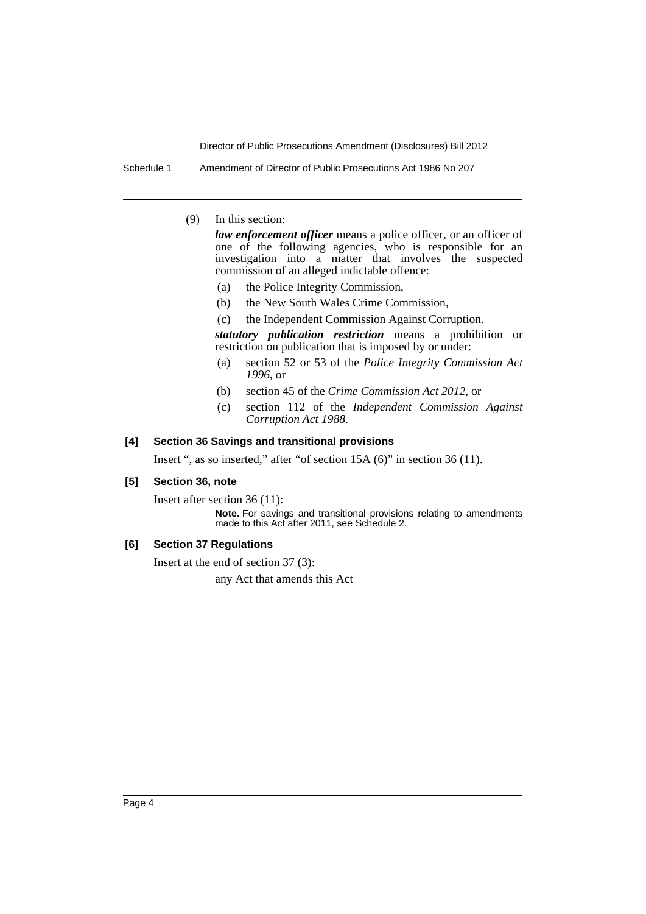(9) In this section:

***law enforcement officer*** means a police officer, or an officer of one of the following agencies, who is responsible for an investigation into a matter that involves the suspected commission of an alleged indictable offence:

- (a) the Police Integrity Commission,
- (b) the New South Wales Crime Commission,
- (c) the Independent Commission Against Corruption.

***statutory publication restriction*** means a prohibition or restriction on publication that is imposed by or under:

- (a) section 52 or 53 of the *Police Integrity Commission Act 1996*, or
- (b) section 45 of the *Crime Commission Act 2012*, or
- (c) section 112 of the *Independent Commission Against Corruption Act 1988*.

### [4] Section 36 Savings and transitional provisions

Insert ", as so inserted," after "of section 15A (6)" in section 36 (11).

### [5] Section 36, note

Insert after section 36 (11):

**Note.** For savings and transitional provisions relating to amendments made to this Act after 2011, see Schedule 2.

### [6] Section 37 Regulations

Insert at the end of section 37 (3):

any Act that amends this Act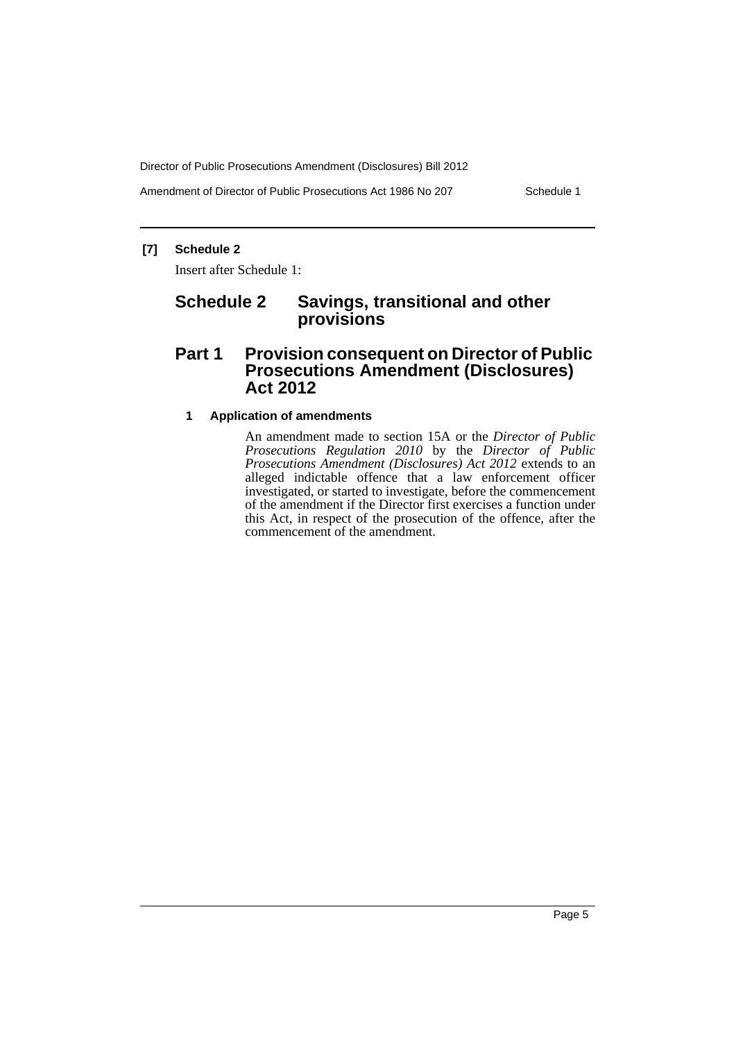**[7] Schedule 2**

Insert after Schedule 1:

# Schedule 2 Savings, transitional and other provisions

## Part 1 Provision consequent on Director of Public Prosecutions Amendment (Disclosures) Act 2012

### 1 Application of amendments

An amendment made to section 15A or the *Director of Public Prosecutions Regulation 2010* by the *Director of Public Prosecutions Amendment (Disclosures) Act 2012* extends to an alleged indictable offence that a law enforcement officer investigated, or started to investigate, before the commencement of the amendment if the Director first exercises a function under this Act, in respect of the prosecution of the offence, after the commencement of the amendment.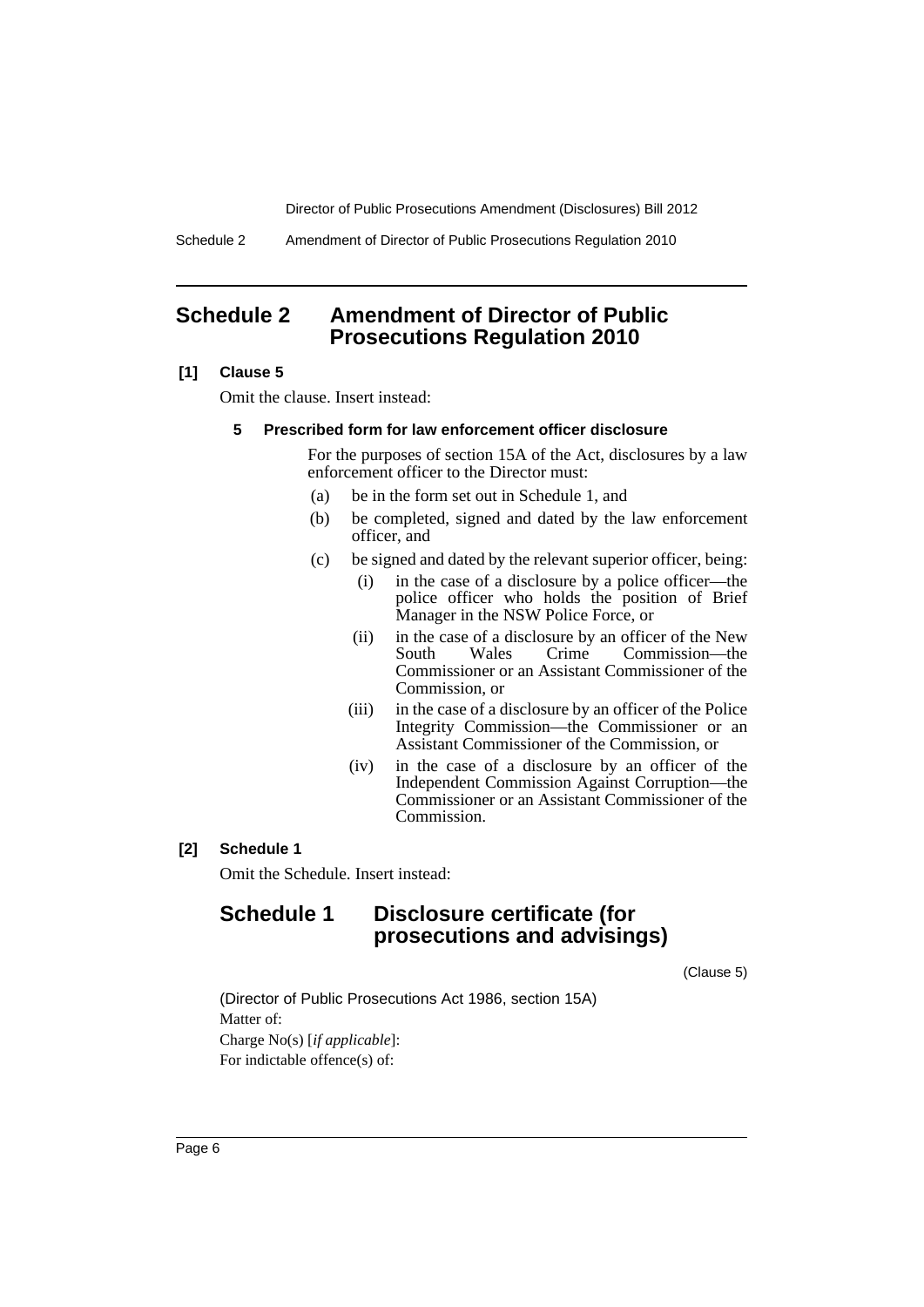# Schedule 2 Amendment of Director of Public Prosecutions Regulation 2010

**[1] Clause 5**

Omit the clause. Insert instead:

**5 Prescribed form for law enforcement officer disclosure**

For the purposes of section 15A of the Act, disclosures by a law enforcement officer to the Director must:

(a) be in the form set out in Schedule 1, and

(b) be completed, signed and dated by the law enforcement officer, and

(c) be signed and dated by the relevant superior officer, being:

(i) in the case of a disclosure by a police officer—the police officer who holds the position of Brief Manager in the NSW Police Force, or

(ii) in the case of a disclosure by an officer of the New South Wales Crime Commission—the Commissioner or an Assistant Commissioner of the Commission, or

(iii) in the case of a disclosure by an officer of the Police Integrity Commission—the Commissioner or an Assistant Commissioner of the Commission, or

(iv) in the case of a disclosure by an officer of the Independent Commission Against Corruption—the Commissioner or an Assistant Commissioner of the Commission.

**[2] Schedule 1**

Omit the Schedule. Insert instead:

## Schedule 1 Disclosure certificate (for prosecutions and advisings)

(Clause 5)

(Director of Public Prosecutions Act 1986, section 15A)

Matter of:

Charge No(s) [*if applicable*]:

For indictable offence(s) of: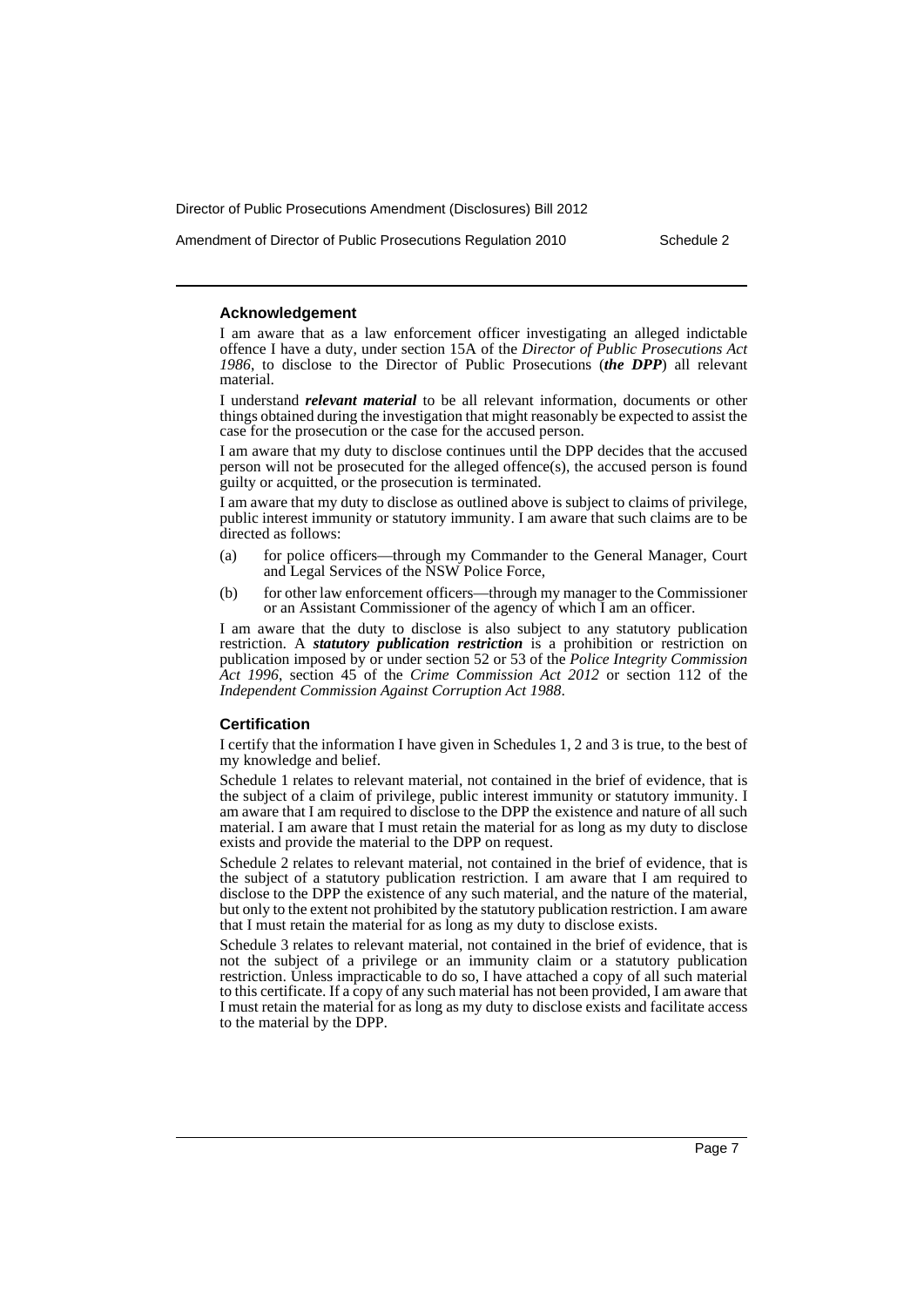### Acknowledgement

I am aware that as a law enforcement officer investigating an alleged indictable offence I have a duty, under section 15A of the *Director of Public Prosecutions Act 1986*, to disclose to the Director of Public Prosecutions (***the DPP***) all relevant material.

I understand ***relevant material*** to be all relevant information, documents or other things obtained during the investigation that might reasonably be expected to assist the case for the prosecution or the case for the accused person.

I am aware that my duty to disclose continues until the DPP decides that the accused person will not be prosecuted for the alleged offence(s), the accused person is found guilty or acquitted, or the prosecution is terminated.

I am aware that my duty to disclose as outlined above is subject to claims of privilege, public interest immunity or statutory immunity. I am aware that such claims are to be directed as follows:

(a) for police officers—through my Commander to the General Manager, Court and Legal Services of the NSW Police Force,

(b) for other law enforcement officers—through my manager to the Commissioner or an Assistant Commissioner of the agency of which I am an officer.

I am aware that the duty to disclose is also subject to any statutory publication restriction. A ***statutory publication restriction*** is a prohibition or restriction on publication imposed by or under section 52 or 53 of the *Police Integrity Commission Act 1996*, section 45 of the *Crime Commission Act 2012* or section 112 of the *Independent Commission Against Corruption Act 1988*.

### Certification

I certify that the information I have given in Schedules 1, 2 and 3 is true, to the best of my knowledge and belief.

Schedule 1 relates to relevant material, not contained in the brief of evidence, that is the subject of a claim of privilege, public interest immunity or statutory immunity. I am aware that I am required to disclose to the DPP the existence and nature of all such material. I am aware that I must retain the material for as long as my duty to disclose exists and provide the material to the DPP on request.

Schedule 2 relates to relevant material, not contained in the brief of evidence, that is the subject of a statutory publication restriction. I am aware that I am required to disclose to the DPP the existence of any such material, and the nature of the material, but only to the extent not prohibited by the statutory publication restriction. I am aware that I must retain the material for as long as my duty to disclose exists.

Schedule 3 relates to relevant material, not contained in the brief of evidence, that is not the subject of a privilege or an immunity claim or a statutory publication restriction. Unless impracticable to do so, I have attached a copy of all such material to this certificate. If a copy of any such material has not been provided, I am aware that I must retain the material for as long as my duty to disclose exists and facilitate access to the material by the DPP.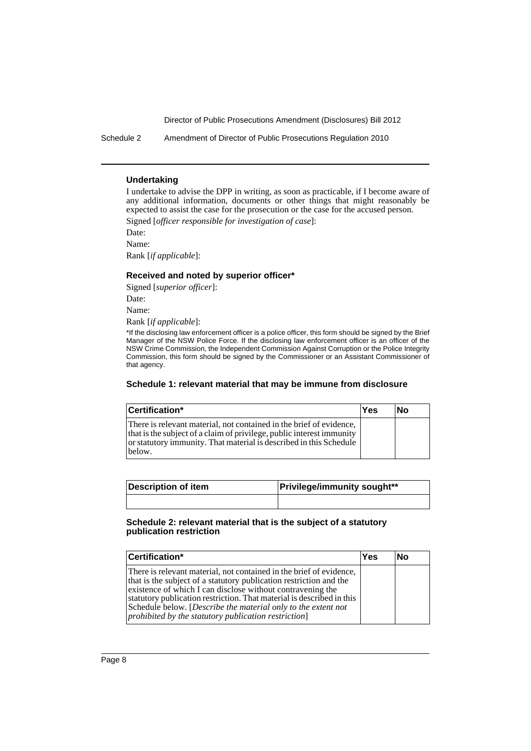### Undertaking

I undertake to advise the DPP in writing, as soon as practicable, if I become aware of any additional information, documents or other things that might reasonably be expected to assist the case for the prosecution or the case for the accused person.

Signed [*officer responsible for investigation of case*]:

Date:

Name:

Rank [*if applicable*]:

### Received and noted by superior officer*

Signed [*superior officer*]:

Date:

Name:

Rank [*if applicable*]:

*If the disclosing law enforcement officer is a police officer, this form should be signed by the Brief Manager of the NSW Police Force. If the disclosing law enforcement officer is an officer of the NSW Crime Commission, the Independent Commission Against Corruption or the Police Integrity Commission, this form should be signed by the Commissioner or an Assistant Commissioner of that agency.

### Schedule 1: relevant material that may be immune from disclosure

| Certification* | Yes | No |
|---|---|---|
| There is relevant material, not contained in the brief of evidence, that is the subject of a claim of privilege, public interest immunity or statutory immunity. That material is described in this Schedule below. | | |

| Description of item | Privilege/immunity sought** |
|---|---|
| | |

### Schedule 2: relevant material that is the subject of a statutory publication restriction

| Certification* | Yes | No |
|---|---|---|
| There is relevant material, not contained in the brief of evidence, that is the subject of a statutory publication restriction and the existence of which I can disclose without contravening the statutory publication restriction. That material is described in this Schedule below. [*Describe the material only to the extent not prohibited by the statutory publication restriction*] | | |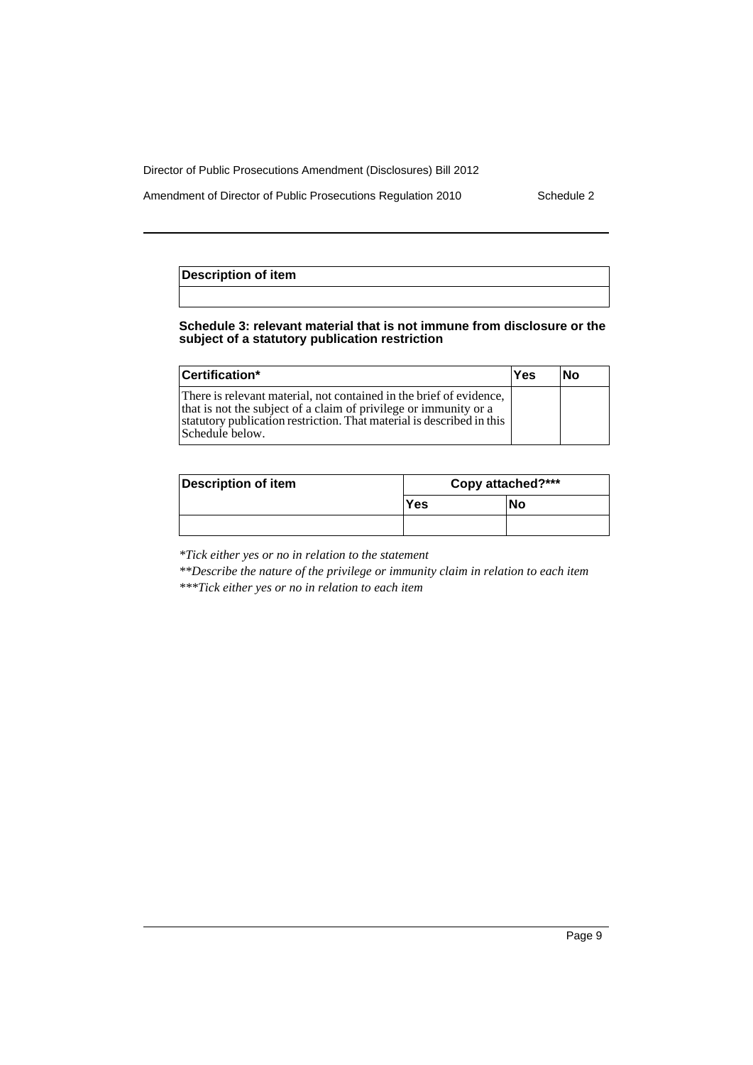| Description of item |
|---|
| |

**Schedule 3: relevant material that is not immune from disclosure or the subject of a statutory publication restriction**

| Certification* | Yes | No |
|---|---|---|
| There is relevant material, not contained in the brief of evidence, that is not the subject of a claim of privilege or immunity or a statutory publication restriction. That material is described in this Schedule below. | | |

| Description of item | Copy attached?*** | |
|---|---|---|
| | Yes | No |
| | | |

*\*Tick either yes or no in relation to the statement*

*\*\*Describe the nature of the privilege or immunity claim in relation to each item*

*\*\*\*Tick either yes or no in relation to each item*